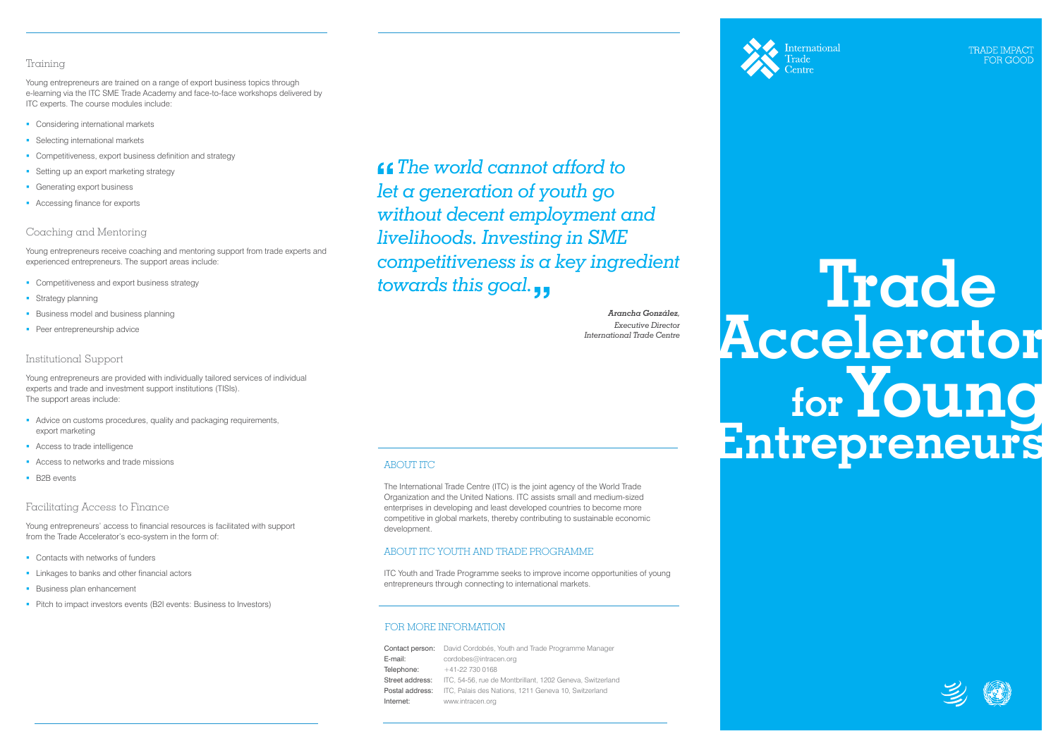# Trade Accelerator for Young Entrepreneurs

International Trade Centre

TRADE IMPACT FOR GOOD

## Training

Young entrepreneurs are trained on a range of export business topics through e-learning via the ITC SME Trade Academy and face-to-face workshops delivered by ITC experts. The course modules include:

- Considering international markets
- Selecting international markets
- Competitiveness, export business definition and strategy
- Setting up an export marketing strategy
- Generating export business
- Accessing finance for exports

## Coaching and Mentoring

Young entrepreneurs receive coaching and mentoring support from trade experts and experienced entrepreneurs. The support areas include:

- Competitiveness and export business strategy
- Strategy planning
- Business model and business planning
- Peer entrepreneurship advice

## Institutional Support

Young entrepreneurs are provided with individually tailored services of individual experts and trade and investment support institutions (TISIs).
The support areas include:

- Advice on customs procedures, quality and packaging requirements, export marketing
- Access to trade intelligence
- Access to networks and trade missions
- B2B events

## Facilitating Access to Finance

Young entrepreneurs' access to financial resources is facilitated with support from the Trade Accelerator's eco-system in the form of:

- Contacts with networks of funders
- Linkages to banks and other financial actors
- Business plan enhancement
- Pitch to impact investors events (B2I events: Business to Investors)

> *"The world cannot afford to let a generation of youth go without decent employment and livelihoods. Investing in SME competitiveness is a key ingredient towards this goal."*
>
> ***Arancha González,***
> *Executive Director*
> *International Trade Centre*

## ABOUT ITC

The International Trade Centre (ITC) is the joint agency of the World Trade Organization and the United Nations. ITC assists small and medium-sized enterprises in developing and least developed countries to become more competitive in global markets, thereby contributing to sustainable economic development.

## ABOUT ITC YOUTH AND TRADE PROGRAMME

ITC Youth and Trade Programme seeks to improve income opportunities of young entrepreneurs through connecting to international markets.

## FOR MORE INFORMATION

| | |
|---|---|
| Contact person: | David Cordobés, Youth and Trade Programme Manager |
| E-mail: | cordobes@intracen.org |
| Telephone: | +41-22 730 0168 |
| Street address: | ITC, 54-56, rue de Montbrillant, 1202 Geneva, Switzerland |
| Postal address: | ITC, Palais des Nations, 1211 Geneva 10, Switzerland |
| Internet: | www.intracen.org |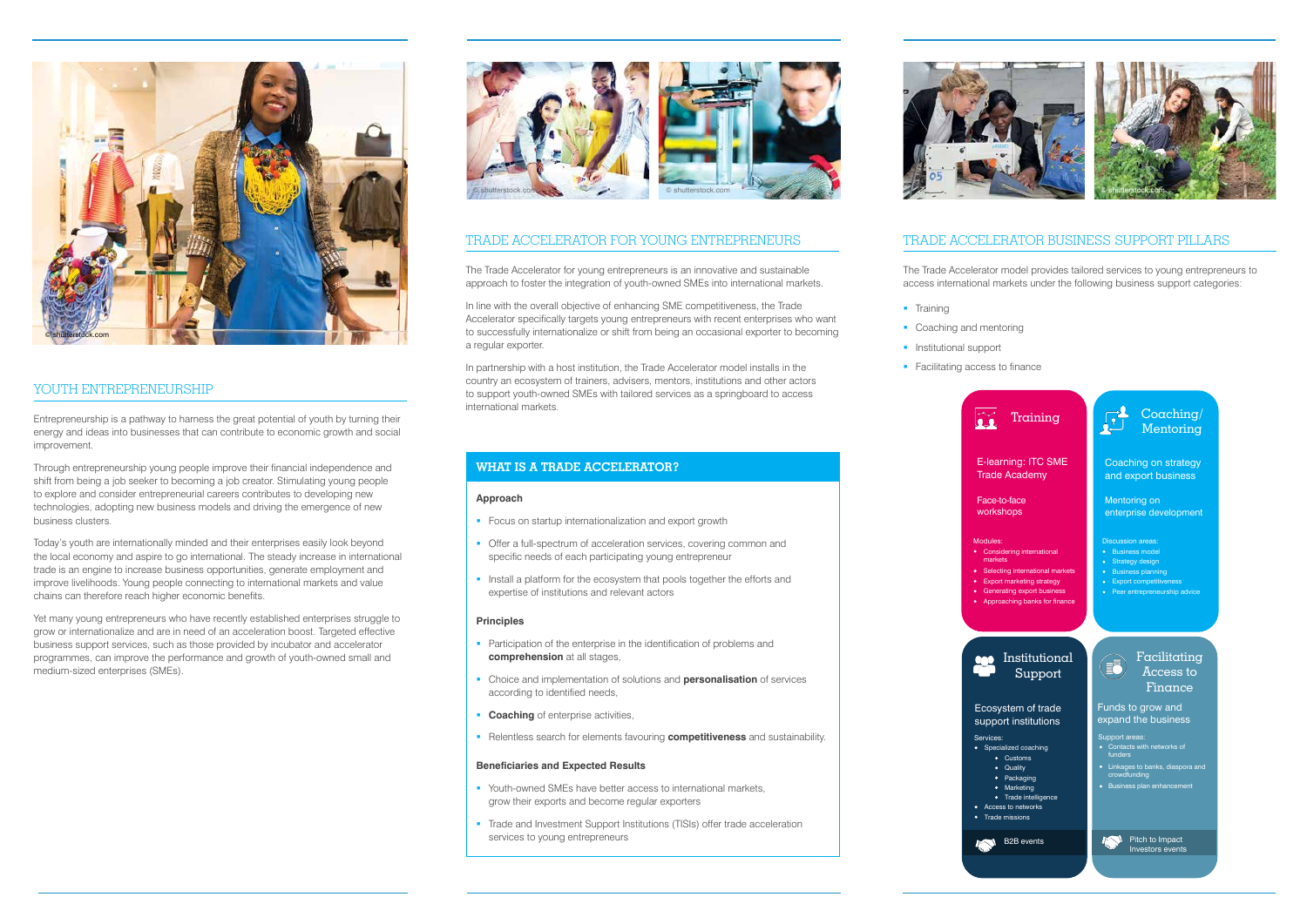## YOUTH ENTREPRENEURSHIP

Entrepreneurship is a pathway to harness the great potential of youth by turning their energy and ideas into businesses that can contribute to economic growth and social improvement.

Through entrepreneurship young people improve their financial independence and shift from being a job seeker to becoming a job creator. Stimulating young people to explore and consider entrepreneurial careers contributes to developing new technologies, adopting new business models and driving the emergence of new business clusters.

Today's youth are internationally minded and their enterprises easily look beyond the local economy and aspire to go international. The steady increase in international trade is an engine to increase business opportunities, generate employment and improve livelihoods. Young people connecting to international markets and value chains can therefore reach higher economic benefits.

Yet many young entrepreneurs who have recently established enterprises struggle to grow or internationalize and are in need of an acceleration boost. Targeted effective business support services, such as those provided by incubator and accelerator programmes, can improve the performance and growth of youth-owned small and medium-sized enterprises (SMEs).

## TRADE ACCELERATOR FOR YOUNG ENTREPRENEURS

The Trade Accelerator for young entrepreneurs is an innovative and sustainable approach to foster the integration of youth-owned SMEs into international markets.

In line with the overall objective of enhancing SME competitiveness, the Trade Accelerator specifically targets young entrepreneurs with recent enterprises who want to successfully internationalize or shift from being an occasional exporter to becoming a regular exporter.

In partnership with a host institution, the Trade Accelerator model installs in the country an ecosystem of trainers, advisers, mentors, institutions and other actors to support youth-owned SMEs with tailored services as a springboard to access international markets.

### WHAT IS A TRADE ACCELERATOR?

**Approach**

- Focus on startup internationalization and export growth
- Offer a full-spectrum of acceleration services, covering common and specific needs of each participating young entrepreneur
- Install a platform for the ecosystem that pools together the efforts and expertise of institutions and relevant actors

**Principles**

- Participation of the enterprise in the identification of problems and **comprehension** at all stages,
- Choice and implementation of solutions and **personalisation** of services according to identified needs,
- **Coaching** of enterprise activities,
- Relentless search for elements favouring **competitiveness** and sustainability.

**Beneficiaries and Expected Results**

- Youth-owned SMEs have better access to international markets, grow their exports and become regular exporters
- Trade and Investment Support Institutions (TISIs) offer trade acceleration services to young entrepreneurs

## TRADE ACCELERATOR BUSINESS SUPPORT PILLARS

The Trade Accelerator model provides tailored services to young entrepreneurs to access international markets under the following business support categories:

- Training
- Coaching and mentoring
- Institutional support
- Facilitating access to finance

### Training

E-learning: ITC SME Trade Academy

Face-to-face workshops

Modules:
- Considering international markets
- Selecting international markets
- Export marketing strategy
- Generating export business
- Approaching banks for finance

### Coaching/ Mentoring

Coaching on strategy and export business

Mentoring on enterprise development

Discussion areas:
- Business model
- Strategy design
- Business planning
- Export competitiveness
- Peer entrepreneurship advice

### Institutional Support

Ecosystem of trade support institutions

Services:
- Specialized coaching
  - Customs
  - Quality
  - Packaging
  - Marketing
  - Trade intelligence
- Access to networks
- Trade missions

B2B events

### Facilitating Access to Finance

Funds to grow and expand the business

Support areas:
- Contacts with networks of funders
- Linkages to banks, diaspora and crowdfunding
- Business plan enhancement

Pitch to Impact Investors events